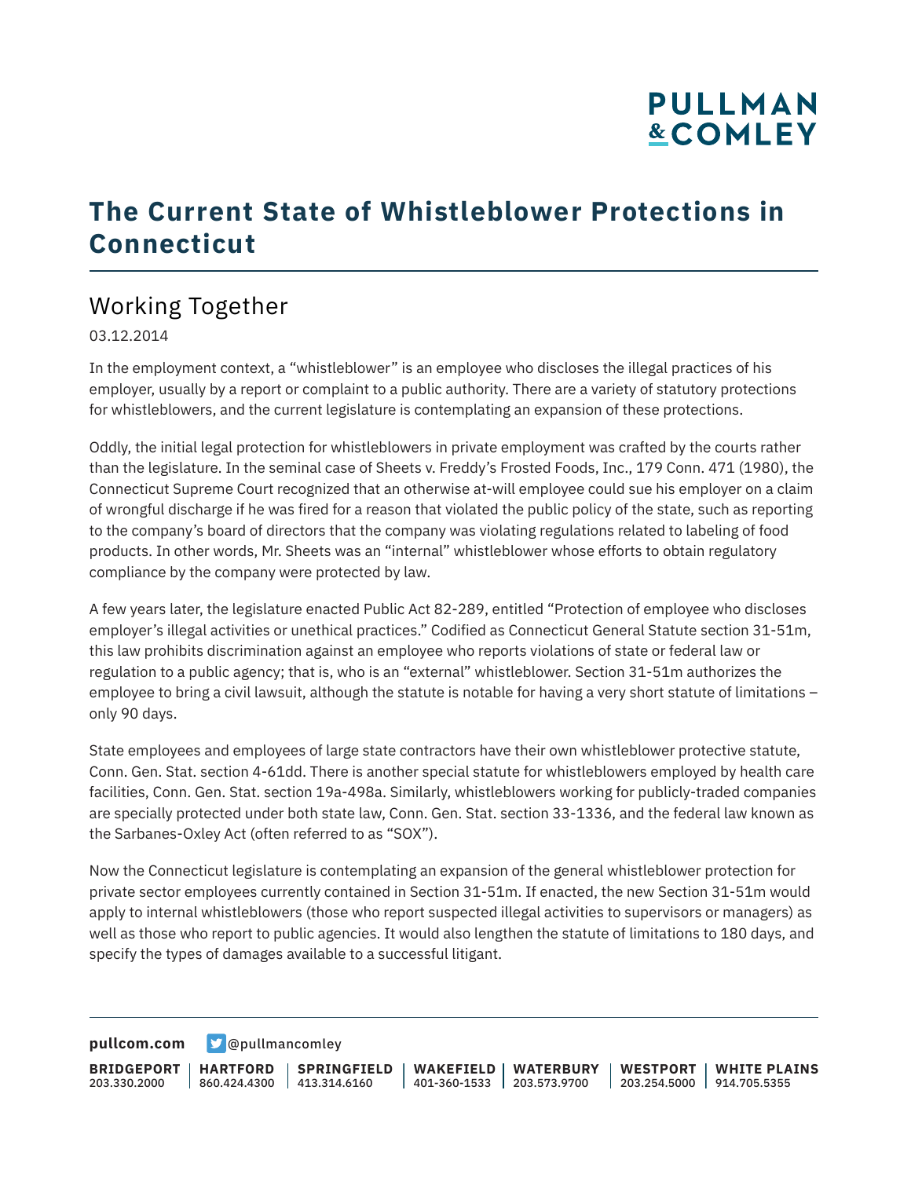# The Current State of Whistleblower Protections in Connecticut

## Working Together

03.12.2014

In the employment context, a "whistleblower" is an employee who discloses the illegal practices of his employer, usually by a report or complaint to a public authority. There are a variety of statutory protections for whistleblowers, and the current legislature is contemplating an expansion of these protections.

Oddly, the initial legal protection for whistleblowers in private employment was crafted by the courts rather than the legislature. In the seminal case of Sheets v. Freddy's Frosted Foods, Inc., 179 Conn. 471 (1980), the Connecticut Supreme Court recognized that an otherwise at-will employee could sue his employer on a claim of wrongful discharge if he was fired for a reason that violated the public policy of the state, such as reporting to the company's board of directors that the company was violating regulations related to labeling of food products. In other words, Mr. Sheets was an "internal" whistleblower whose efforts to obtain regulatory compliance by the company were protected by law.

A few years later, the legislature enacted Public Act 82-289, entitled "Protection of employee who discloses employer's illegal activities or unethical practices." Codified as Connecticut General Statute section 31-51m, this law prohibits discrimination against an employee who reports violations of state or federal law or regulation to a public agency; that is, who is an "external" whistleblower. Section 31-51m authorizes the employee to bring a civil lawsuit, although the statute is notable for having a very short statute of limitations – only 90 days.

State employees and employees of large state contractors have their own whistleblower protective statute, Conn. Gen. Stat. section 4-61dd. There is another special statute for whistleblowers employed by health care facilities, Conn. Gen. Stat. section 19a-498a. Similarly, whistleblowers working for publicly-traded companies are specially protected under both state law, Conn. Gen. Stat. section 33-1336, and the federal law known as the Sarbanes-Oxley Act (often referred to as "SOX").

Now the Connecticut legislature is contemplating an expansion of the general whistleblower protection for private sector employees currently contained in Section 31-51m. If enacted, the new Section 31-51m would apply to internal whistleblowers (those who report suspected illegal activities to supervisors or managers) as well as those who report to public agencies. It would also lengthen the statute of limitations to 180 days, and specify the types of damages available to a successful litigant.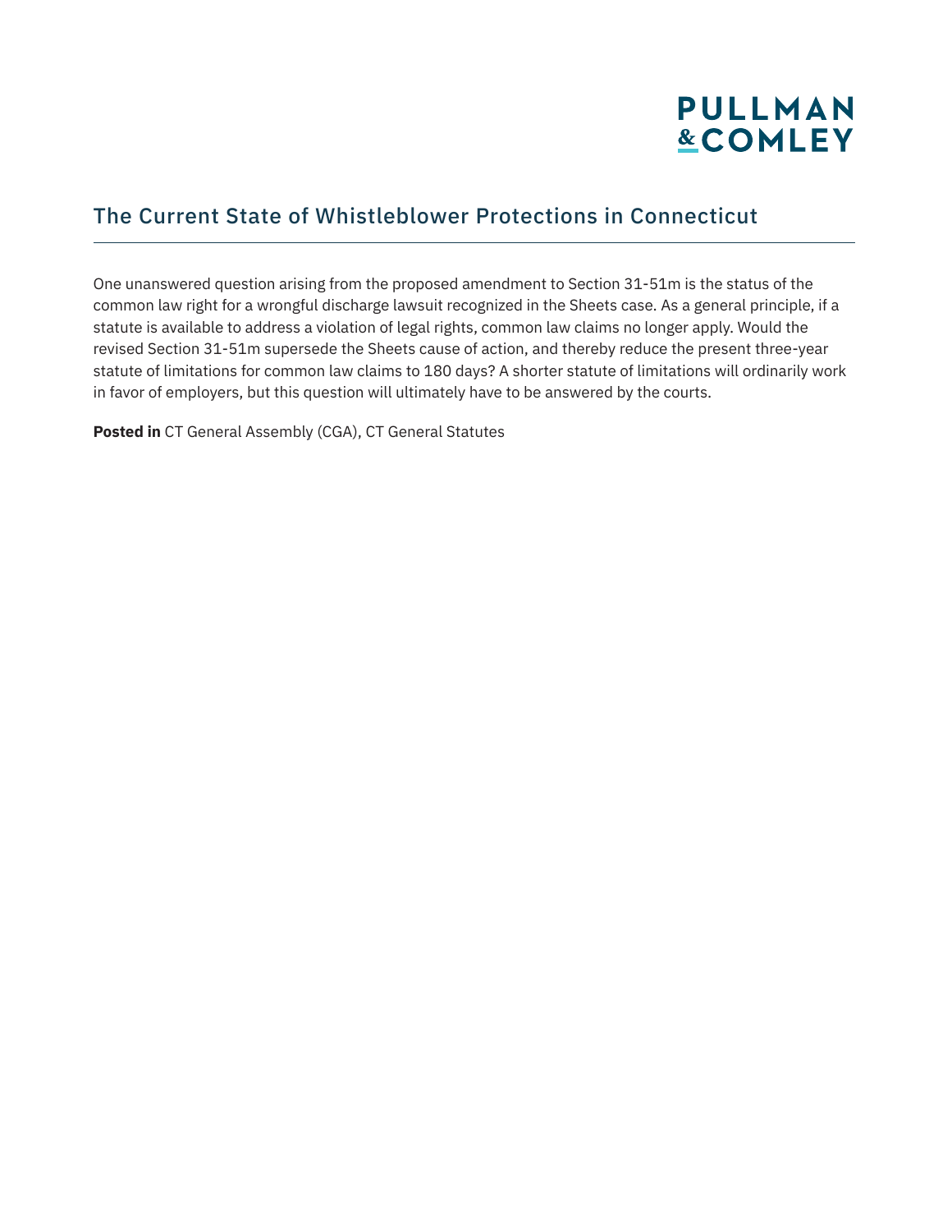One unanswered question arising from the proposed amendment to Section 31-51m is the status of the common law right for a wrongful discharge lawsuit recognized in the Sheets case. As a general principle, if a statute is available to address a violation of legal rights, common law claims no longer apply. Would the revised Section 31-51m supersede the Sheets cause of action, and thereby reduce the present three-year statute of limitations for common law claims to 180 days? A shorter statute of limitations will ordinarily work in favor of employers, but this question will ultimately have to be answered by the courts.

**Posted in** CT General Assembly (CGA), CT General Statutes